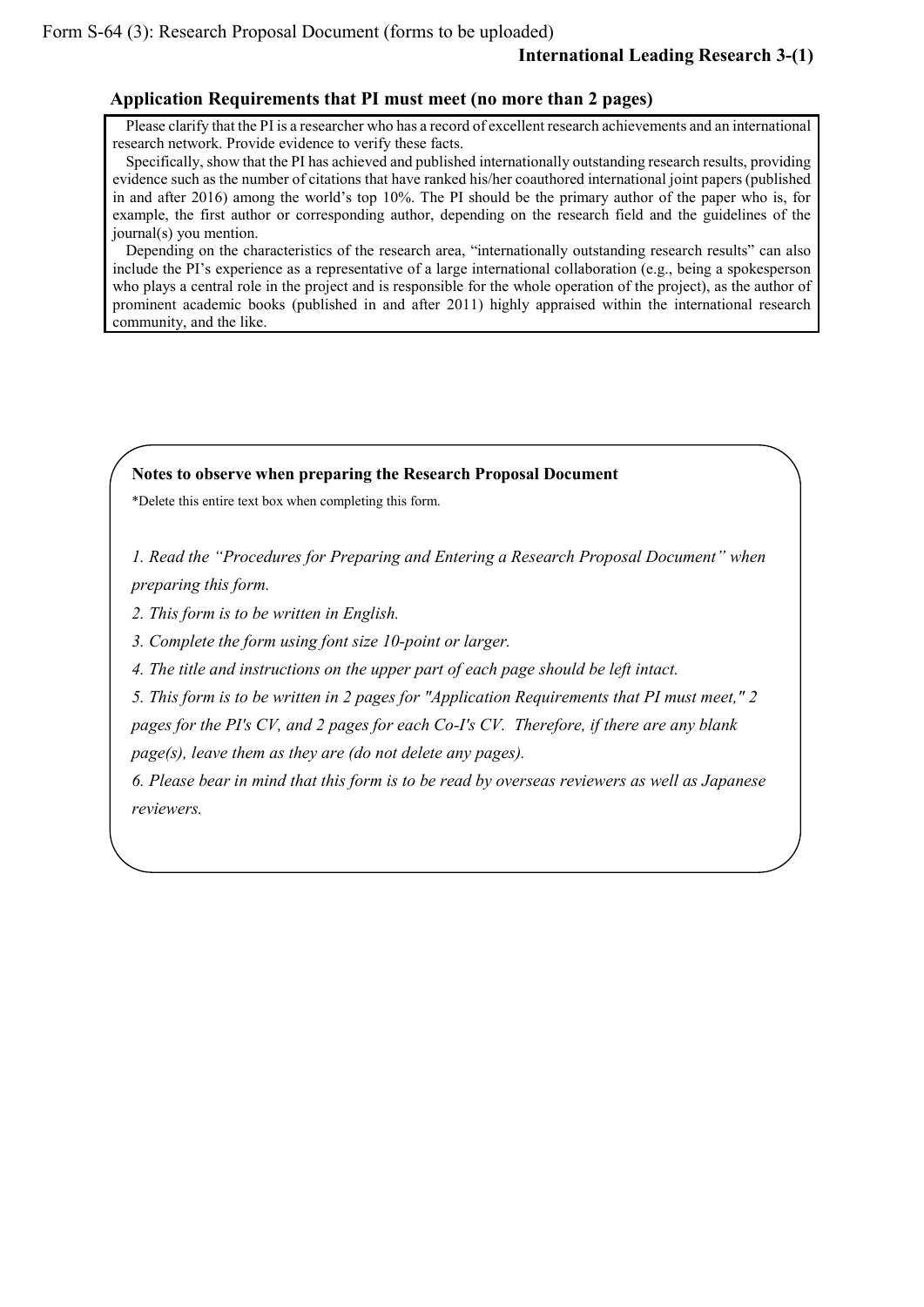Form S-64 (3): Research Proposal Document (forms to be uploaded)

**International Leading Research 3-(1)**

## Application Requirements that PI must meet (no more than 2 pages)

Please clarify that the PI is a researcher who has a record of excellent research achievements and an international research network. Provide evidence to verify these facts.

Specifically, show that the PI has achieved and published internationally outstanding research results, providing evidence such as the number of citations that have ranked his/her coauthored international joint papers (published in and after 2016) among the world's top 10%. The PI should be the primary author of the paper who is, for example, the first author or corresponding author, depending on the research field and the guidelines of the journal(s) you mention.

Depending on the characteristics of the research area, "internationally outstanding research results" can also include the PI's experience as a representative of a large international collaboration (e.g., being a spokesperson who plays a central role in the project and is responsible for the whole operation of the project), as the author of prominent academic books (published in and after 2011) highly appraised within the international research community, and the like.

**Notes to observe when preparing the Research Proposal Document**

*Delete this entire text box when completing this form.

*1. Read the "Procedures for Preparing and Entering a Research Proposal Document" when preparing this form.*

*2. This form is to be written in English.*

*3. Complete the form using font size 10-point or larger.*

*4. The title and instructions on the upper part of each page should be left intact.*

*5. This form is to be written in 2 pages for "Application Requirements that PI must meet," 2 pages for the PI's CV, and 2 pages for each Co-I's CV. Therefore, if there are any blank page(s), leave them as they are (do not delete any pages).*

*6. Please bear in mind that this form is to be read by overseas reviewers as well as Japanese reviewers.*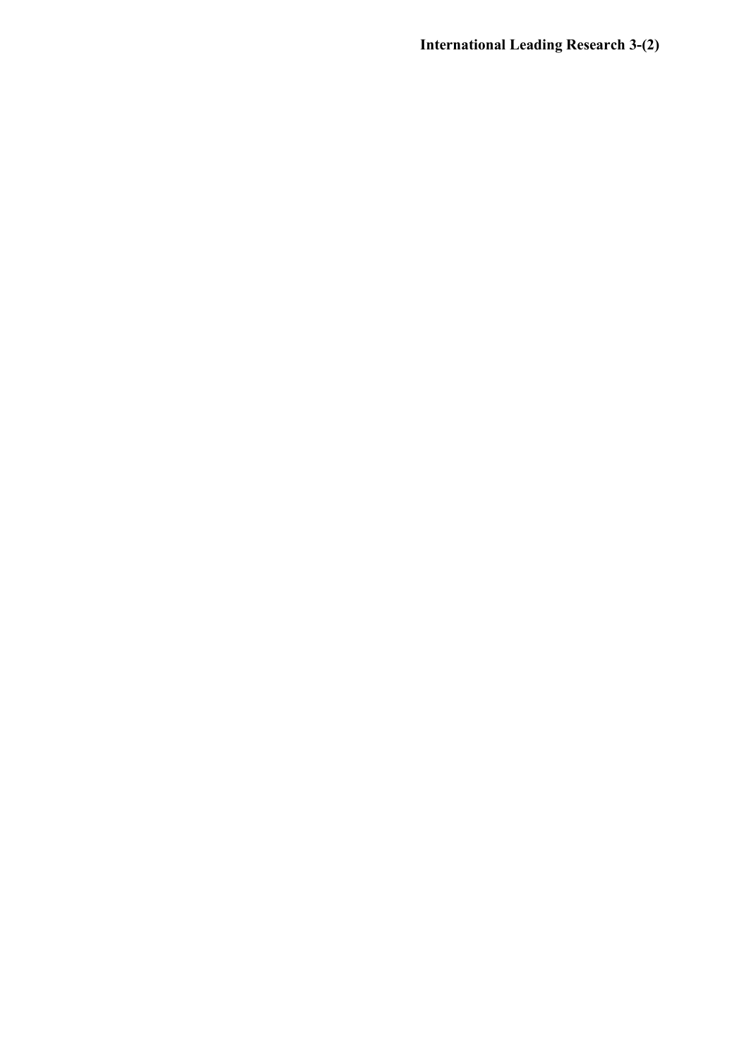**International Leading Research 3-(2)**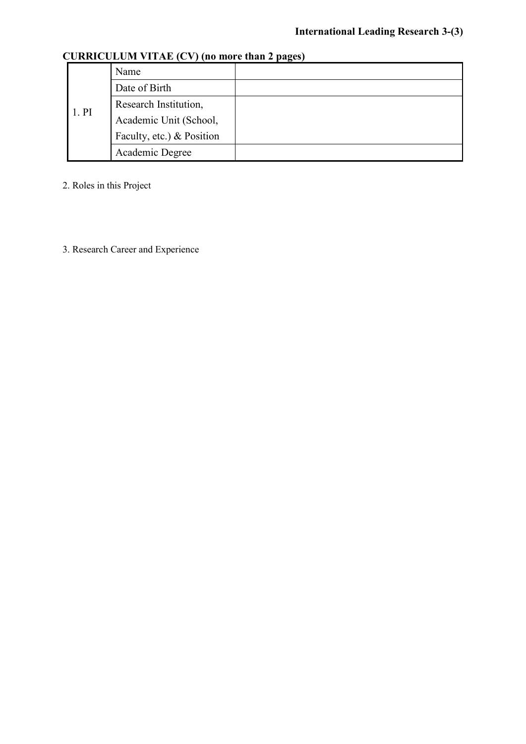**International Leading Research 3-(3)**

**CURRICULUM VITAE (CV) (no more than 2 pages)**

| | | |
|---|---|---|
| 1. PI | Name | |
| | Date of Birth | |
| | Research Institution, Academic Unit (School, Faculty, etc.) & Position | |
| | Academic Degree | |

2. Roles in this Project

3. Research Career and Experience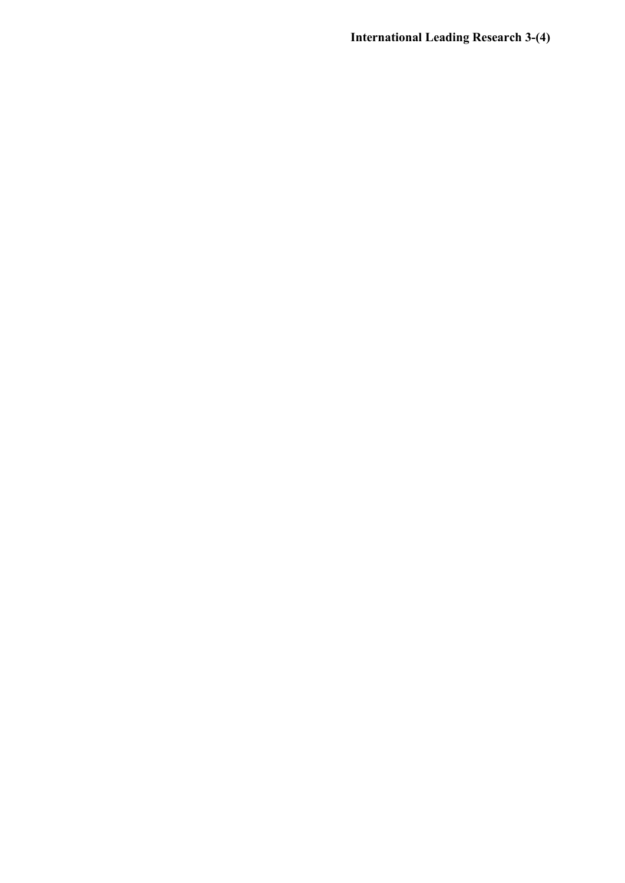**International Leading Research 3-(4)**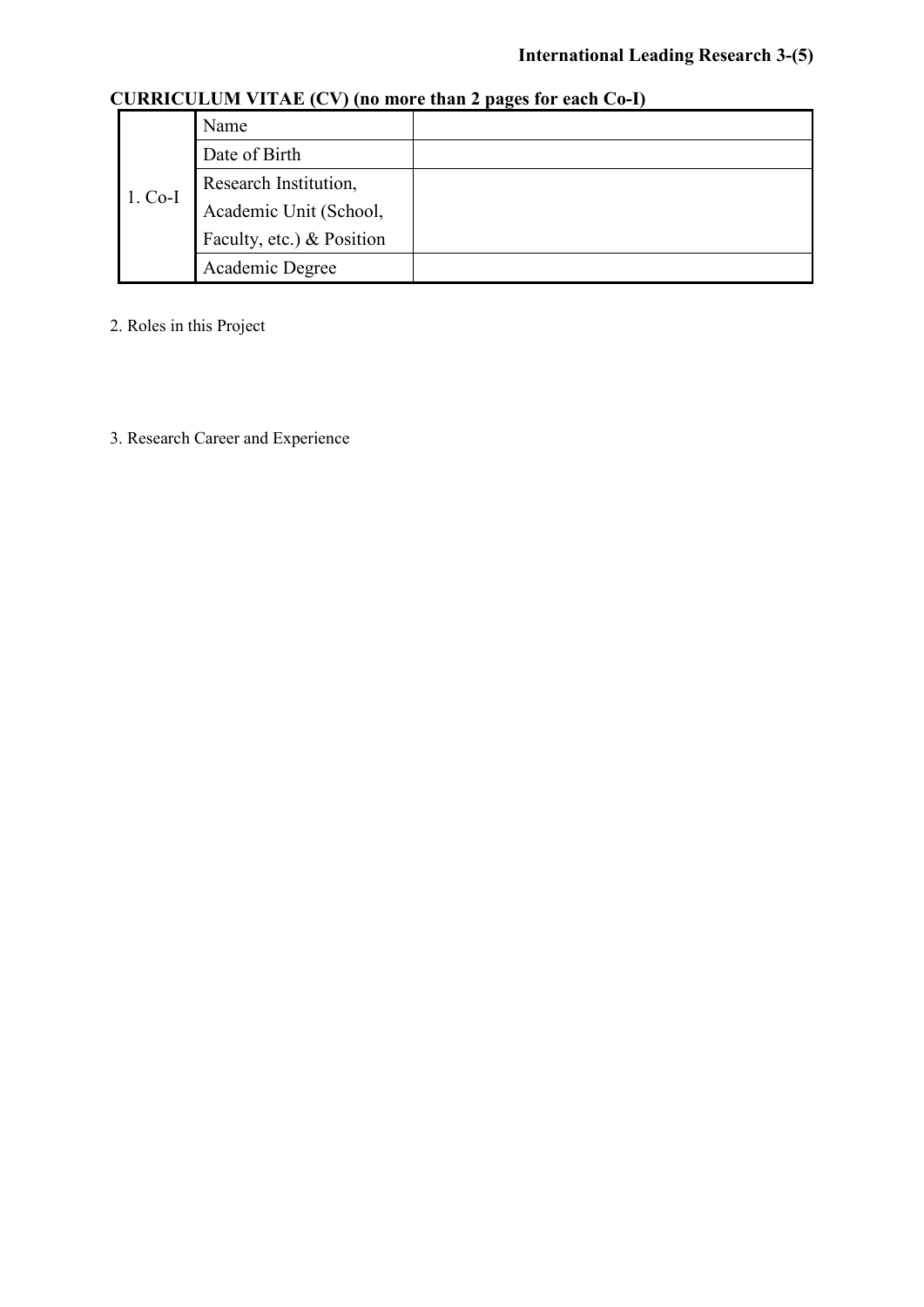**International Leading Research 3-(5)**

**CURRICULUM VITAE (CV) (no more than 2 pages for each Co-I)**

| 1. Co-I | Name | |
|---|---|---|
| | Date of Birth | |
| | Research Institution, Academic Unit (School, Faculty, etc.) & Position | |
| | Academic Degree | |

2. Roles in this Project

3. Research Career and Experience